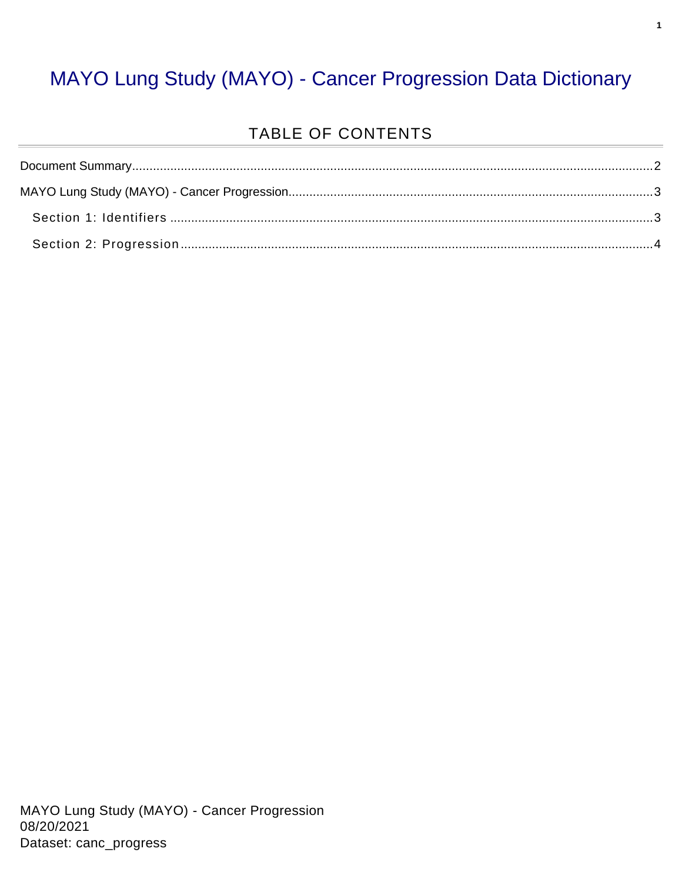# MAYO Lung Study (MAYO) - Cancer Progression Data Dictionary

## TABLE OF CONTENTS

Document Summary....................................................................................................2

MAYO Lung Study (MAYO) - Cancer Progression....................................................3

Section 1: Identifiers...............................................................................................3

Section 2: Progression.............................................................................................4

MAYO Lung Study (MAYO) - Cancer Progression
08/20/2021
Dataset: canc_progress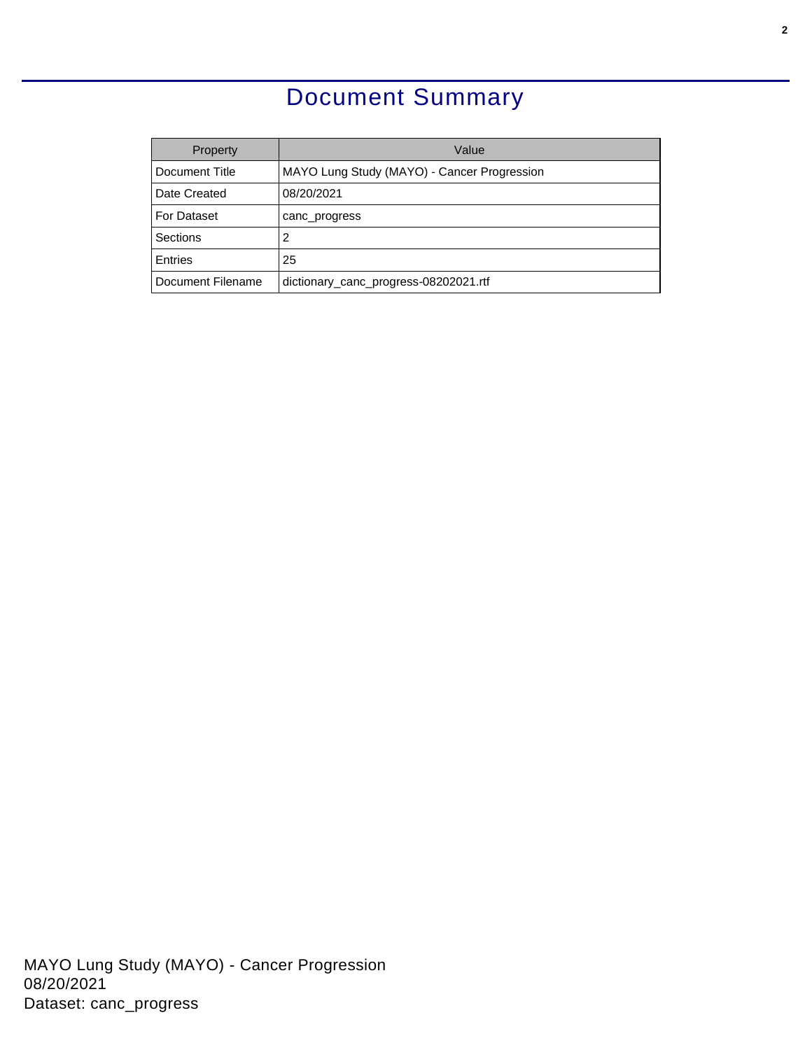# Document Summary

| Property | Value |
|---|---|
| Document Title | MAYO Lung Study (MAYO) - Cancer Progression |
| Date Created | 08/20/2021 |
| For Dataset | canc_progress |
| Sections | 2 |
| Entries | 25 |
| Document Filename | dictionary_canc_progress-08202021.rtf |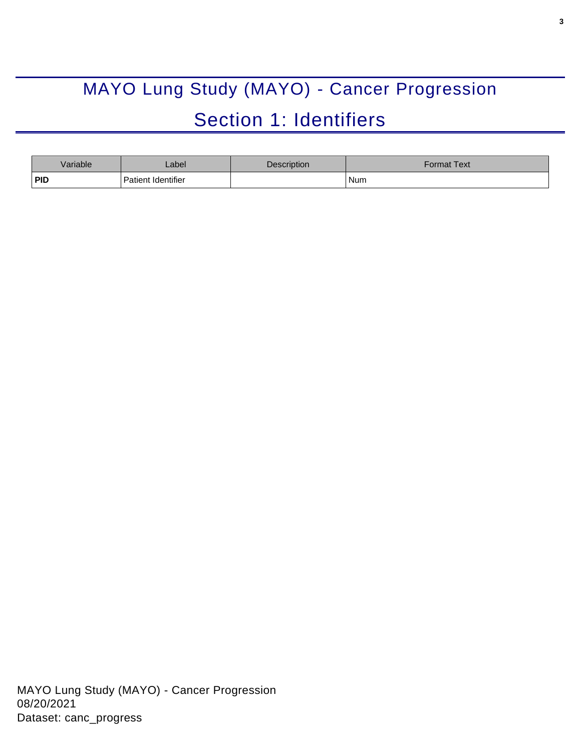# MAYO Lung Study (MAYO) - Cancer Progression

## Section 1: Identifiers

| Variable | Label | Description | Format Text |
|---|---|---|---|
| **PID** | Patient Identifier | | Num |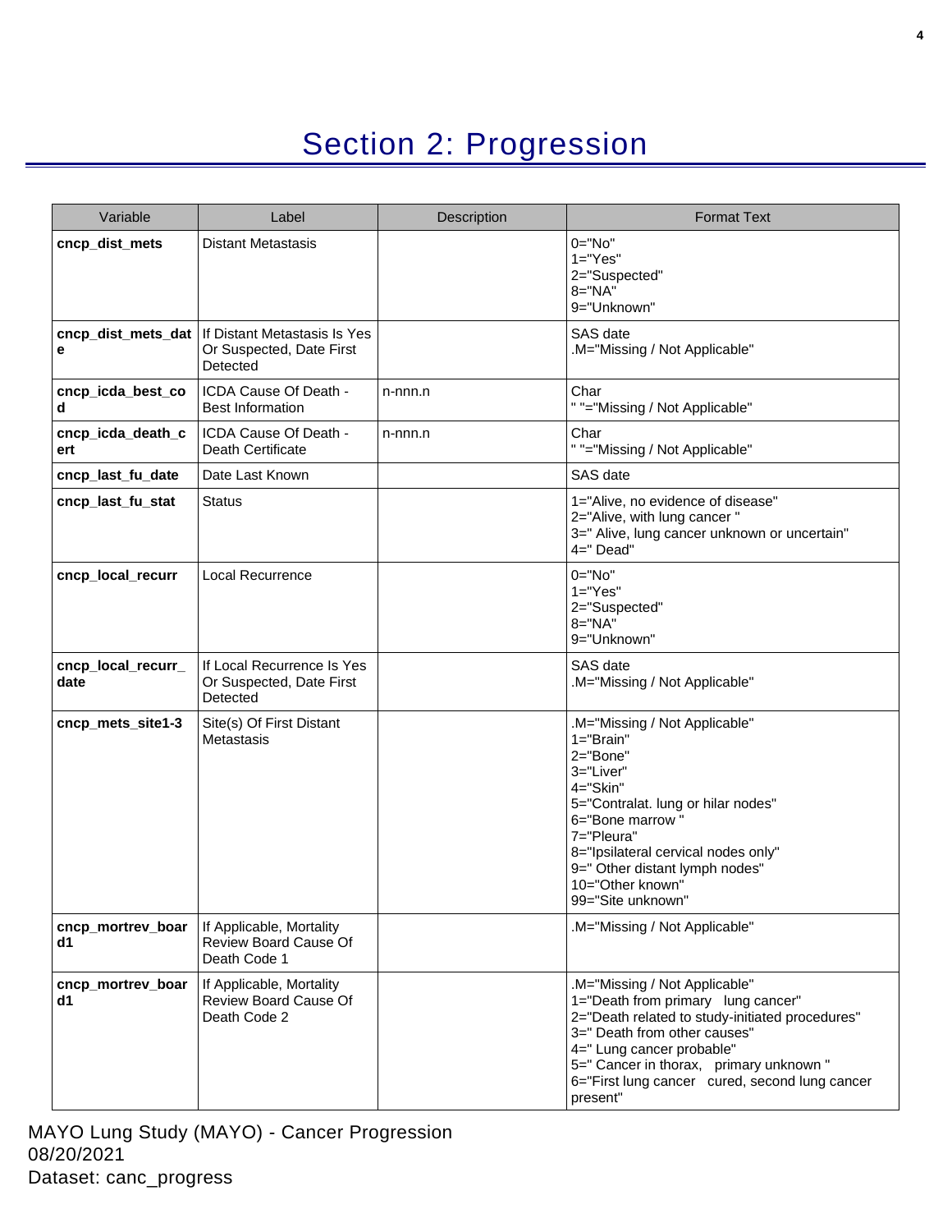# Section 2: Progression

| Variable | Label | Description | Format Text |
|---|---|---|---|
| **cncp_dist_mets** | Distant Metastasis | | 0="No"<br>1="Yes"<br>2="Suspected"<br>8="NA"<br>9="Unknown" |
| **cncp_dist_mets_date** | If Distant Metastasis Is Yes Or Suspected, Date First Detected | | SAS date<br>.M="Missing / Not Applicable" |
| **cncp_icda_best_cod** | ICDA Cause Of Death - Best Information | n-nnn.n | Char<br>" "="Missing / Not Applicable" |
| **cncp_icda_death_cert** | ICDA Cause Of Death - Death Certificate | n-nnn.n | Char<br>" "="Missing / Not Applicable" |
| **cncp_last_fu_date** | Date Last Known | | SAS date |
| **cncp_last_fu_stat** | Status | | 1="Alive, no evidence of disease"<br>2="Alive, with lung cancer "<br>3=" Alive, lung cancer unknown or uncertain"<br>4=" Dead" |
| **cncp_local_recurr** | Local Recurrence | | 0="No"<br>1="Yes"<br>2="Suspected"<br>8="NA"<br>9="Unknown" |
| **cncp_local_recurr_date** | If Local Recurrence Is Yes Or Suspected, Date First Detected | | SAS date<br>.M="Missing / Not Applicable" |
| **cncp_mets_site1-3** | Site(s) Of First Distant Metastasis | | .M="Missing / Not Applicable"<br>1="Brain"<br>2="Bone"<br>3="Liver"<br>4="Skin"<br>5="Contralat. lung or hilar nodes"<br>6="Bone marrow "<br>7="Pleura"<br>8="Ipsilateral cervical nodes only"<br>9=" Other distant lymph nodes"<br>10="Other known"<br>99="Site unknown" |
| **cncp_mortrev_board1** | If Applicable, Mortality Review Board Cause Of Death Code 1 | | .M="Missing / Not Applicable" |
| **cncp_mortrev_board1** | If Applicable, Mortality Review Board Cause Of Death Code 2 | | .M="Missing / Not Applicable"<br>1="Death from primary lung cancer"<br>2="Death related to study-initiated procedures"<br>3=" Death from other causes"<br>4=" Lung cancer probable"<br>5=" Cancer in thorax, primary unknown "<br>6="First lung cancer cured, second lung cancer present" |

MAYO Lung Study (MAYO) - Cancer Progression
08/20/2021
Dataset: canc_progress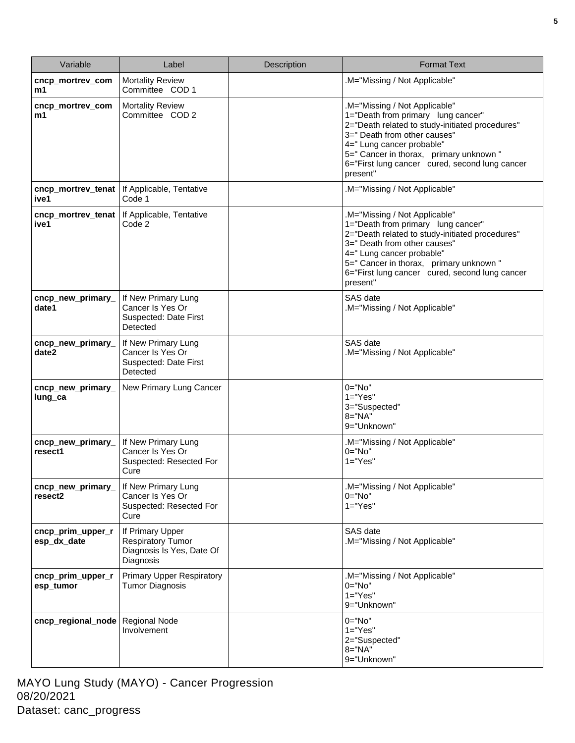| Variable | Label | Description | Format Text |
|---|---|---|---|
| **cncp_mortrev_comm1** | Mortality Review Committee COD 1 | | .M="Missing / Not Applicable" |
| **cncp_mortrev_comm1** | Mortality Review Committee COD 2 | | .M="Missing / Not Applicable"<br>1="Death from primary lung cancer"<br>2="Death related to study-initiated procedures"<br>3=" Death from other causes"<br>4=" Lung cancer probable"<br>5=" Cancer in thorax, primary unknown "<br>6="First lung cancer cured, second lung cancer present" |
| **cncp_mortrev_tenative1** | If Applicable, Tentative Code 1 | | .M="Missing / Not Applicable" |
| **cncp_mortrev_tenative1** | If Applicable, Tentative Code 2 | | .M="Missing / Not Applicable"<br>1="Death from primary lung cancer"<br>2="Death related to study-initiated procedures"<br>3=" Death from other causes"<br>4=" Lung cancer probable"<br>5=" Cancer in thorax, primary unknown "<br>6="First lung cancer cured, second lung cancer present" |
| **cncp_new_primary_date1** | If New Primary Lung Cancer Is Yes Or Suspected: Date First Detected | | SAS date<br>.M="Missing / Not Applicable" |
| **cncp_new_primary_date2** | If New Primary Lung Cancer Is Yes Or Suspected: Date First Detected | | SAS date<br>.M="Missing / Not Applicable" |
| **cncp_new_primary_lung_ca** | New Primary Lung Cancer | | 0="No"<br>1="Yes"<br>3="Suspected"<br>8="NA"<br>9="Unknown" |
| **cncp_new_primary_resect1** | If New Primary Lung Cancer Is Yes Or Suspected: Resected For Cure | | .M="Missing / Not Applicable"<br>0="No"<br>1="Yes" |
| **cncp_new_primary_resect2** | If New Primary Lung Cancer Is Yes Or Suspected: Resected For Cure | | .M="Missing / Not Applicable"<br>0="No"<br>1="Yes" |
| **cncp_prim_upper_resp_dx_date** | If Primary Upper Respiratory Tumor Diagnosis Is Yes, Date Of Diagnosis | | SAS date<br>.M="Missing / Not Applicable" |
| **cncp_prim_upper_resp_tumor** | Primary Upper Respiratory Tumor Diagnosis | | .M="Missing / Not Applicable"<br>0="No"<br>1="Yes"<br>9="Unknown" |
| **cncp_regional_node** | Regional Node Involvement | | 0="No"<br>1="Yes"<br>2="Suspected"<br>8="NA"<br>9="Unknown" |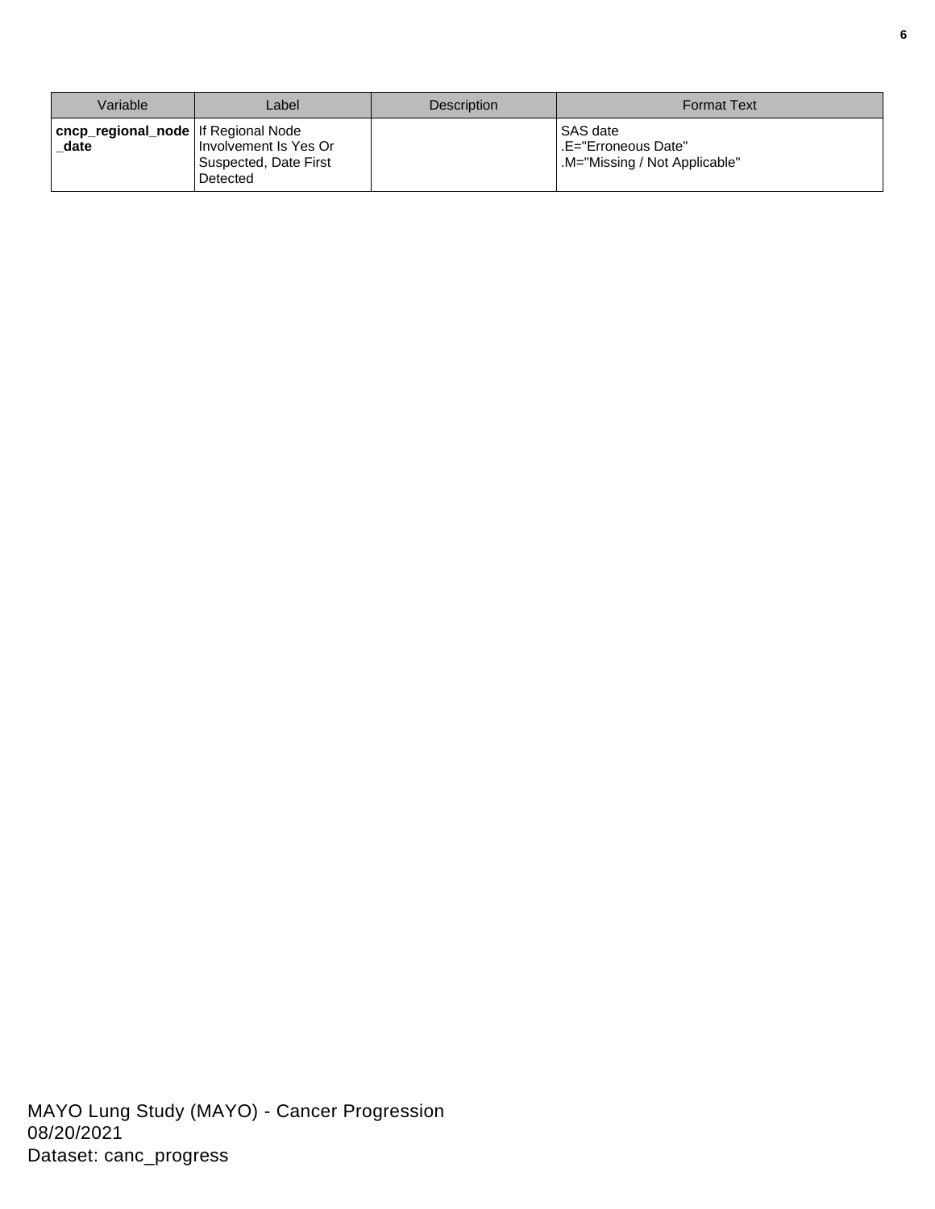| Variable | Label | Description | Format Text |
|---|---|---|---|
| **cncp_regional_node_date** | If Regional Node Involvement Is Yes Or Suspected, Date First Detected | | SAS date<br>.E="Erroneous Date"<br>.M="Missing / Not Applicable" |